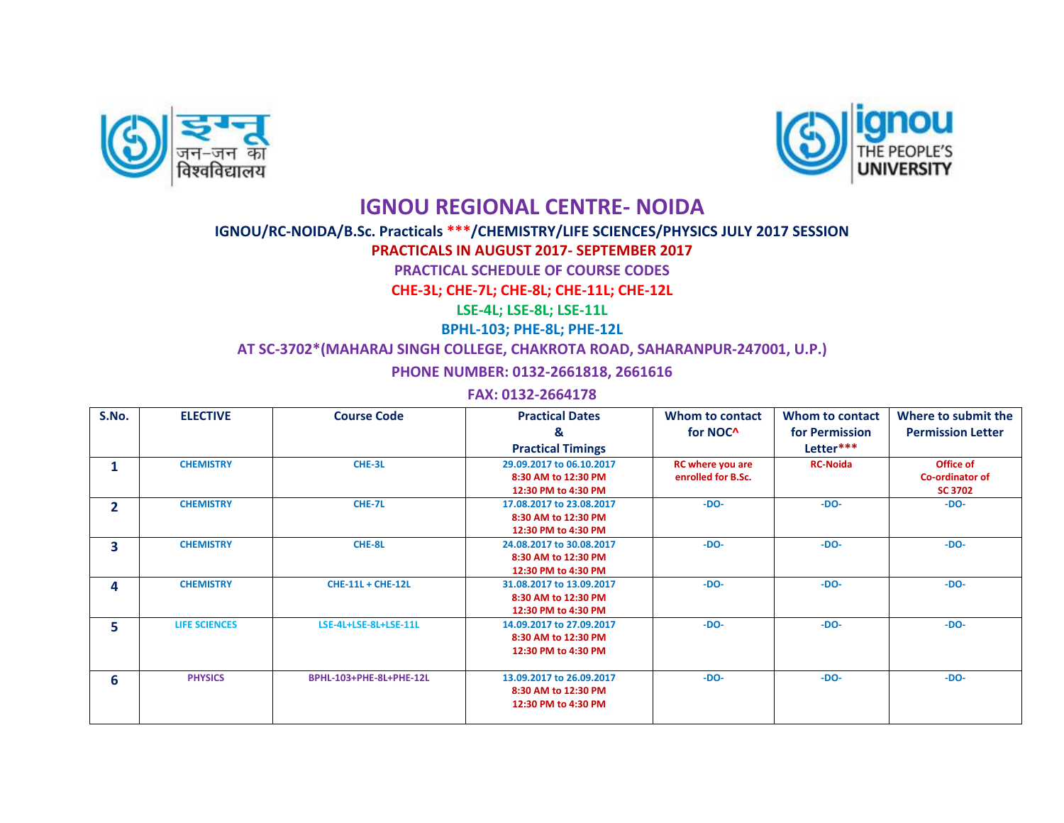# IGNOU REGIONAL CENTRE- NOIDA

**IGNOU/RC-NOIDA/B.Sc. Practicals ***/CHEMISTRY/LIFE SCIENCES/PHYSICS JULY 2017 SESSION**

**PRACTICALS IN AUGUST 2017- SEPTEMBER 2017**

**PRACTICAL SCHEDULE OF COURSE CODES**

**CHE-3L; CHE-7L; CHE-8L; CHE-11L; CHE-12L**

**LSE-4L; LSE-8L; LSE-11L**

**BPHL-103; PHE-8L; PHE-12L**

**AT SC-3702*(MAHARAJ SINGH COLLEGE, CHAKROTA ROAD, SAHARANPUR-247001, U.P.)**

**PHONE NUMBER: 0132-2661818, 2661616**

**FAX: 0132-2664178**

| S.No. | ELECTIVE | Course Code | Practical Dates & Practical Timings | Whom to contact for NOC^ | Whom to contact for Permission Letter*** | Where to submit the Permission Letter |
|---|---|---|---|---|---|---|
| 1 | CHEMISTRY | CHE-3L | 29.09.2017 to 06.10.2017<br>8:30 AM to 12:30 PM<br>12:30 PM to 4:30 PM | RC where you are enrolled for B.Sc. | RC-Noida | Office of Co-ordinator of SC 3702 |
| 2 | CHEMISTRY | CHE-7L | 17.08.2017 to 23.08.2017<br>8:30 AM to 12:30 PM<br>12:30 PM to 4:30 PM | -DO- | -DO- | -DO- |
| 3 | CHEMISTRY | CHE-8L | 24.08.2017 to 30.08.2017<br>8:30 AM to 12:30 PM<br>12:30 PM to 4:30 PM | -DO- | -DO- | -DO- |
| 4 | CHEMISTRY | CHE-11L + CHE-12L | 31.08.2017 to 13.09.2017<br>8:30 AM to 12:30 PM<br>12:30 PM to 4:30 PM | -DO- | -DO- | -DO- |
| 5 | LIFE SCIENCES | LSE-4L+LSE-8L+LSE-11L | 14.09.2017 to 27.09.2017<br>8:30 AM to 12:30 PM<br>12:30 PM to 4:30 PM | -DO- | -DO- | -DO- |
| 6 | PHYSICS | BPHL-103+PHE-8L+PHE-12L | 13.09.2017 to 26.09.2017<br>8:30 AM to 12:30 PM<br>12:30 PM to 4:30 PM | -DO- | -DO- | -DO- |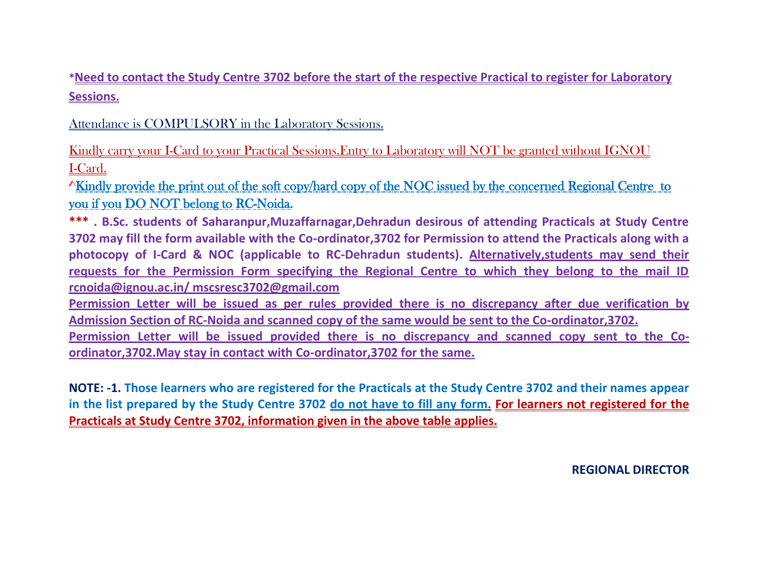***Need to contact the Study Centre 3702 before the start of the respective Practical to register for Laboratory Sessions.**

Attendance is COMPULSORY in the Laboratory Sessions.

Kindly carry your I-Card to your Practical Sessions.Entry to Laboratory will NOT be granted without IGNOU I-Card.

^Kindly provide the print out of the soft copy/hard copy of the NOC issued by the concerned Regional Centre to you if you DO NOT belong to RC-Noida.

**\*\*\* . B.Sc. students of Saharanpur,Muzaffarnagar,Dehradun desirous of attending Practicals at Study Centre 3702 may fill the form available with the Co-ordinator,3702 for Permission to attend the Practicals along with a photocopy of I-Card & NOC (applicable to RC-Dehradun students). Alternatively,students may send their requests for the Permission Form specifying the Regional Centre to which they belong to the mail ID rcnoida@ignou.ac.in/ mscsresc3702@gmail.com**

**Permission Letter will be issued as per rules provided there is no discrepancy after due verification by Admission Section of RC-Noida and scanned copy of the same would be sent to the Co-ordinator,3702.**

**Permission Letter will be issued provided there is no discrepancy and scanned copy sent to the Co-ordinator,3702.May stay in contact with Co-ordinator,3702 for the same.**

**NOTE: -1. Those learners who are registered for the Practicals at the Study Centre 3702 and their names appear in the list prepared by the Study Centre 3702 do not have to fill any form. For learners not registered for the Practicals at Study Centre 3702, information given in the above table applies.**

**REGIONAL DIRECTOR**